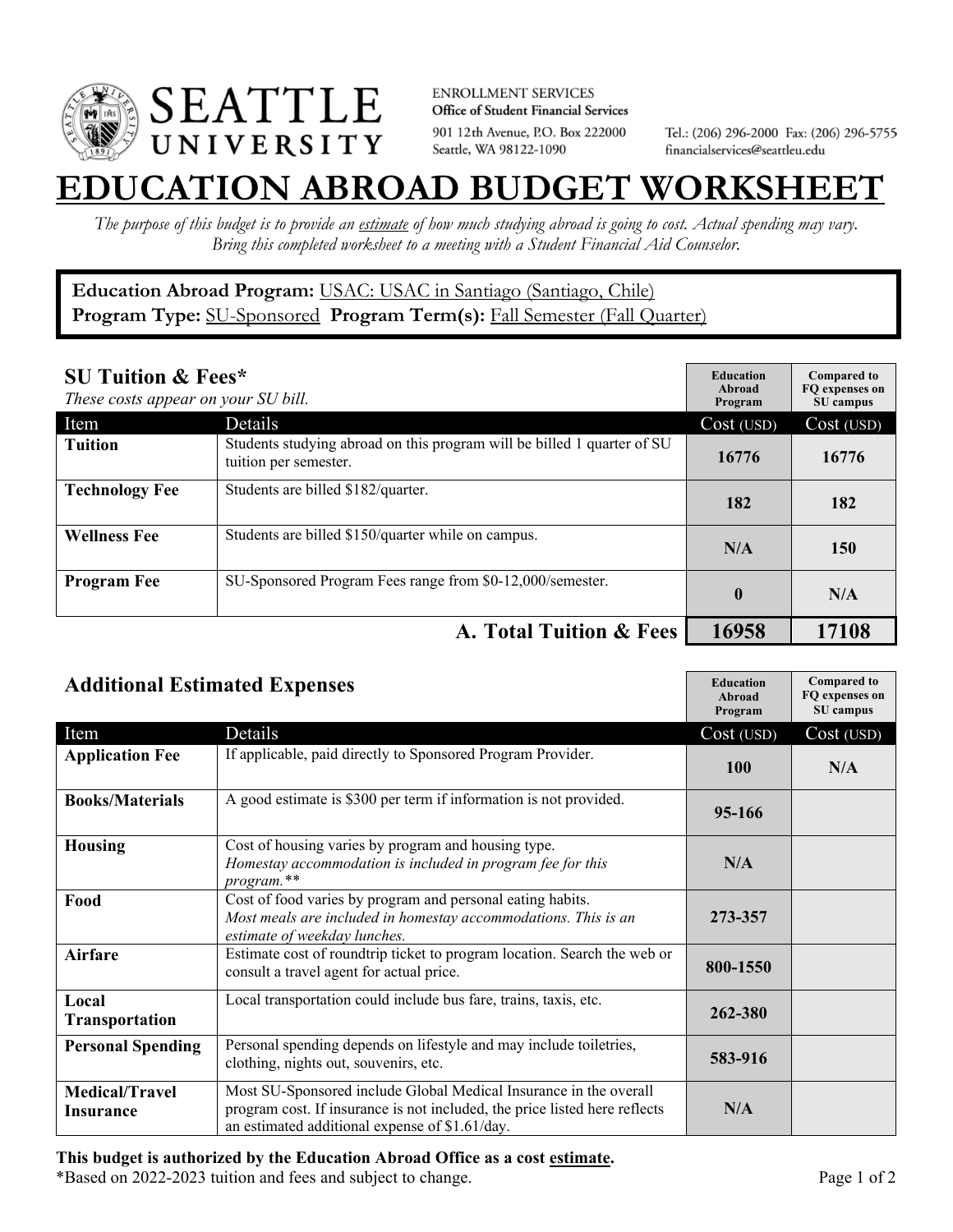# SEATTLE UNIVERSITY

ENROLLMENT SERVICES
**Office of Student Financial Services**
901 12th Avenue, P.O. Box 222000
Seattle, WA 98122-1090

Tel.: (206) 296-2000 Fax: (206) 296-5755
financialservices@seattleu.edu

# EDUCATION ABROAD BUDGET WORKSHEET

*The purpose of this budget is to provide an estimate of how much studying abroad is going to cost. Actual spending may vary. Bring this completed worksheet to a meeting with a Student Financial Aid Counselor.*

**Education Abroad Program:** USAC: USAC in Santiago (Santiago, Chile)
**Program Type:** SU-Sponsored **Program Term(s):** Fall Semester (Fall Quarter)

## SU Tuition & Fees*

*These costs appear on your SU bill.*

| Item | Details | Education Abroad Program Cost (USD) | Compared to FQ expenses on SU campus Cost (USD) |
|---|---|---|---|
| **Tuition** | Students studying abroad on this program will be billed 1 quarter of SU tuition per semester. | 16776 | 16776 |
| **Technology Fee** | Students are billed $182/quarter. | 182 | 182 |
| **Wellness Fee** | Students are billed $150/quarter while on campus. | N/A | 150 |
| **Program Fee** | SU-Sponsored Program Fees range from $0-12,000/semester. | 0 | N/A |
| | **A. Total Tuition & Fees** | **16958** | **17108** |

## Additional Estimated Expenses

| Item | Details | Education Abroad Program Cost (USD) | Compared to FQ expenses on SU campus Cost (USD) |
|---|---|---|---|
| **Application Fee** | If applicable, paid directly to Sponsored Program Provider. | 100 | N/A |
| **Books/Materials** | A good estimate is $300 per term if information is not provided. | 95-166 | |
| **Housing** | Cost of housing varies by program and housing type. *Homestay accommodation is included in program fee for this program.*** | N/A | |
| **Food** | Cost of food varies by program and personal eating habits. *Most meals are included in homestay accommodations. This is an estimate of weekday lunches.* | 273-357 | |
| **Airfare** | Estimate cost of roundtrip ticket to program location. Search the web or consult a travel agent for actual price. | 800-1550 | |
| **Local Transportation** | Local transportation could include bus fare, trains, taxis, etc. | 262-380 | |
| **Personal Spending** | Personal spending depends on lifestyle and may include toiletries, clothing, nights out, souvenirs, etc. | 583-916 | |
| **Medical/Travel Insurance** | Most SU-Sponsored include Global Medical Insurance in the overall program cost. If insurance is not included, the price listed here reflects an estimated additional expense of $1.61/day. | N/A | |

**This budget is authorized by the Education Abroad Office as a cost estimate.**
*Based on 2022-2023 tuition and fees and subject to change.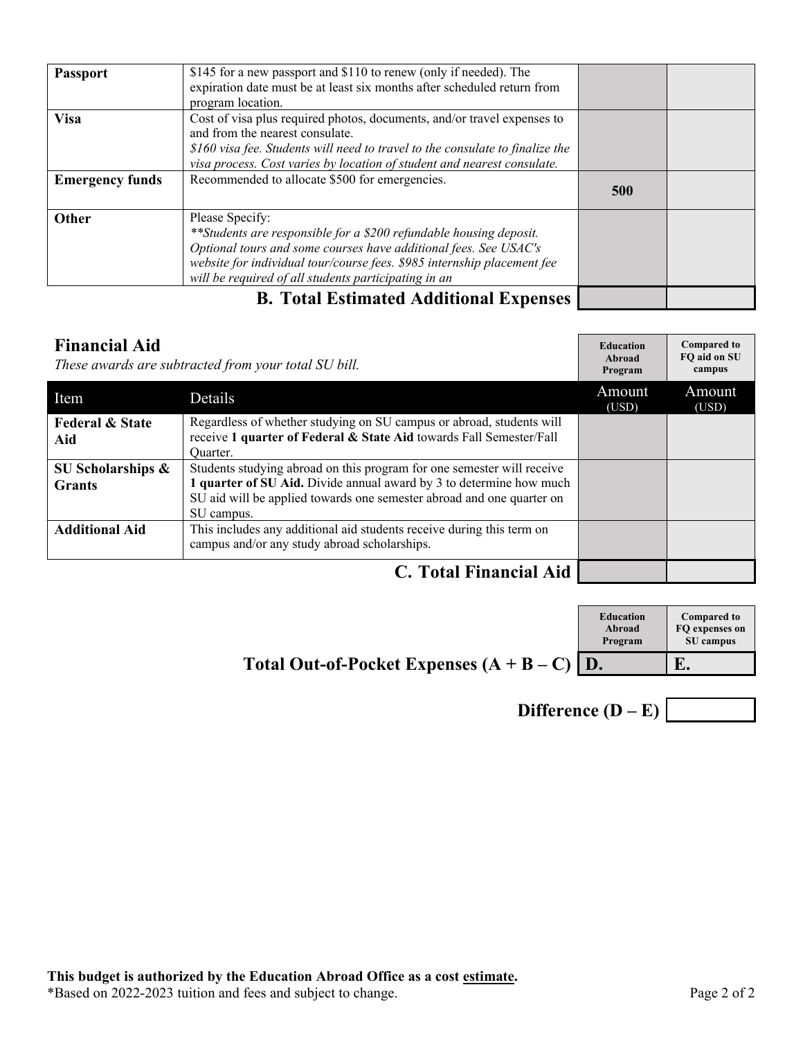| | | | |
|---|---|---|---|
| **Passport** | $145 for a new passport and $110 to renew (only if needed). The expiration date must be at least six months after scheduled return from program location. | | |
| **Visa** | Cost of visa plus required photos, documents, and/or travel expenses to and from the nearest consulate. *$160 visa fee. Students will need to travel to the consulate to finalize the visa process. Cost varies by location of student and nearest consulate.* | | |
| **Emergency funds** | Recommended to allocate $500 for emergencies. | **500** | |
| **Other** | Please Specify: *\*\*Students are responsible for a $200 refundable housing deposit. Optional tours and some courses have additional fees. See USAC's website for individual tour/course fees. $985 internship placement fee will be required of all students participating in an* | | |
| | **B. Total Estimated Additional Expenses** | | |

## Financial Aid

*These awards are subtracted from your total SU bill.*

| Item | Details | Education Abroad Program Amount (USD) | Compared to FQ aid on SU campus Amount (USD) |
|---|---|---|---|
| **Federal & State Aid** | Regardless of whether studying on SU campus or abroad, students will receive **1 quarter of Federal & State Aid** towards Fall Semester/Fall Quarter. | | |
| **SU Scholarships & Grants** | Students studying abroad on this program for one semester will receive **1 quarter of SU Aid.** Divide annual award by 3 to determine how much SU aid will be applied towards one semester abroad and one quarter on SU campus. | | |
| **Additional Aid** | This includes any additional aid students receive during this term on campus and/or any study abroad scholarships. | | |
| | **C. Total Financial Aid** | | |

| | Education Abroad Program | Compared to FQ expenses on SU campus |
|---|---|---|
| **Total Out-of-Pocket Expenses (A + B – C)** | **D.** | **E.** |

**Difference (D – E)**

**This budget is authorized by the Education Abroad Office as a cost estimate.**

\*Based on 2022-2023 tuition and fees and subject to change.